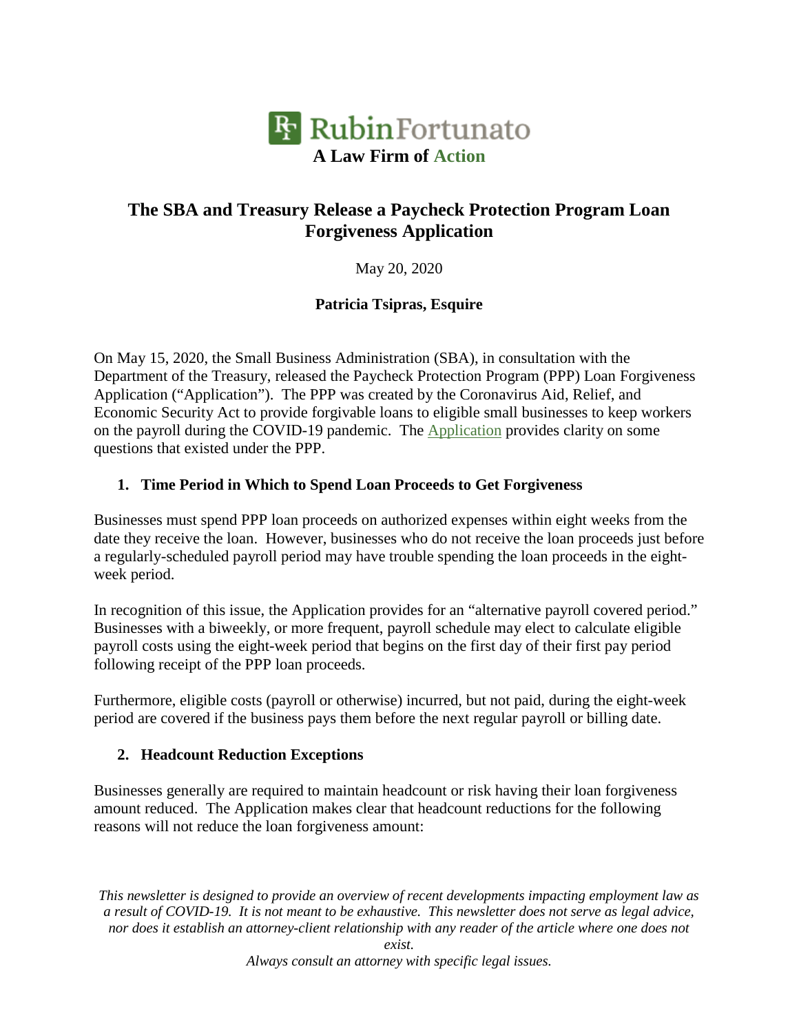**RubinFortunato**

**A Law Firm of Action**

# The SBA and Treasury Release a Paycheck Protection Program Loan Forgiveness Application

May 20, 2020

**Patricia Tsipras, Esquire**

On May 15, 2020, the Small Business Administration (SBA), in consultation with the Department of the Treasury, released the Paycheck Protection Program (PPP) Loan Forgiveness Application ("Application"). The PPP was created by the Coronavirus Aid, Relief, and Economic Security Act to provide forgivable loans to eligible small businesses to keep workers on the payroll during the COVID-19 pandemic. The Application provides clarity on some questions that existed under the PPP.

## 1. Time Period in Which to Spend Loan Proceeds to Get Forgiveness

Businesses must spend PPP loan proceeds on authorized expenses within eight weeks from the date they receive the loan. However, businesses who do not receive the loan proceeds just before a regularly-scheduled payroll period may have trouble spending the loan proceeds in the eight-week period.

In recognition of this issue, the Application provides for an "alternative payroll covered period." Businesses with a biweekly, or more frequent, payroll schedule may elect to calculate eligible payroll costs using the eight-week period that begins on the first day of their first pay period following receipt of the PPP loan proceeds.

Furthermore, eligible costs (payroll or otherwise) incurred, but not paid, during the eight-week period are covered if the business pays them before the next regular payroll or billing date.

## 2. Headcount Reduction Exceptions

Businesses generally are required to maintain headcount or risk having their loan forgiveness amount reduced. The Application makes clear that headcount reductions for the following reasons will not reduce the loan forgiveness amount:

*This newsletter is designed to provide an overview of recent developments impacting employment law as a result of COVID-19. It is not meant to be exhaustive. This newsletter does not serve as legal advice, nor does it establish an attorney-client relationship with any reader of the article where one does not exist.*
*Always consult an attorney with specific legal issues.*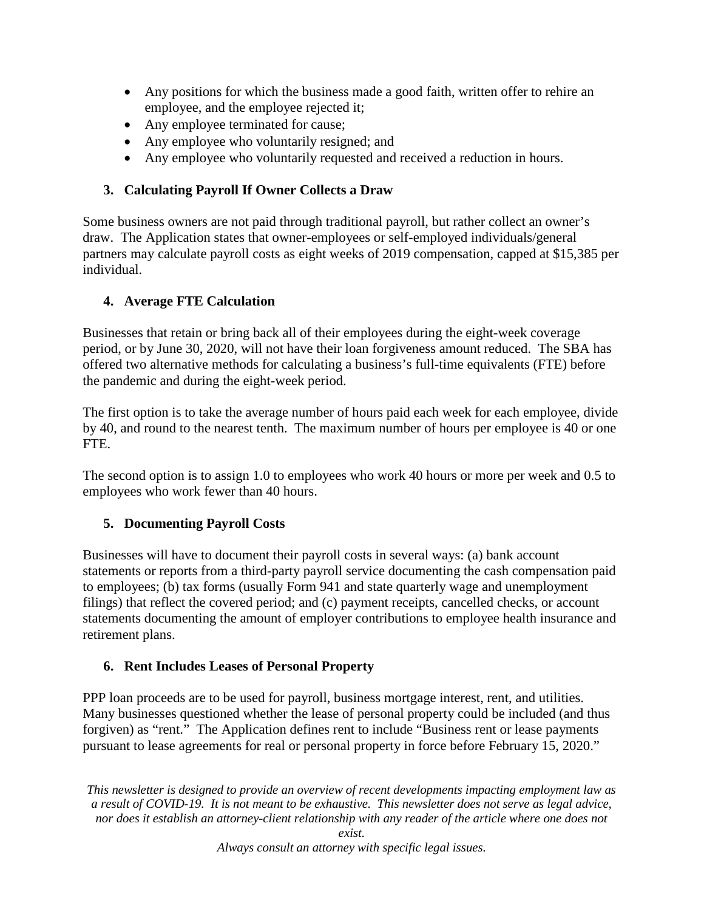- Any positions for which the business made a good faith, written offer to rehire an employee, and the employee rejected it;
- Any employee terminated for cause;
- Any employee who voluntarily resigned; and
- Any employee who voluntarily requested and received a reduction in hours.

### 3. Calculating Payroll If Owner Collects a Draw

Some business owners are not paid through traditional payroll, but rather collect an owner's draw. The Application states that owner-employees or self-employed individuals/general partners may calculate payroll costs as eight weeks of 2019 compensation, capped at $15,385 per individual.

### 4. Average FTE Calculation

Businesses that retain or bring back all of their employees during the eight-week coverage period, or by June 30, 2020, will not have their loan forgiveness amount reduced. The SBA has offered two alternative methods for calculating a business's full-time equivalents (FTE) before the pandemic and during the eight-week period.

The first option is to take the average number of hours paid each week for each employee, divide by 40, and round to the nearest tenth. The maximum number of hours per employee is 40 or one FTE.

The second option is to assign 1.0 to employees who work 40 hours or more per week and 0.5 to employees who work fewer than 40 hours.

### 5. Documenting Payroll Costs

Businesses will have to document their payroll costs in several ways: (a) bank account statements or reports from a third-party payroll service documenting the cash compensation paid to employees; (b) tax forms (usually Form 941 and state quarterly wage and unemployment filings) that reflect the covered period; and (c) payment receipts, cancelled checks, or account statements documenting the amount of employer contributions to employee health insurance and retirement plans.

### 6. Rent Includes Leases of Personal Property

PPP loan proceeds are to be used for payroll, business mortgage interest, rent, and utilities. Many businesses questioned whether the lease of personal property could be included (and thus forgiven) as "rent." The Application defines rent to include "Business rent or lease payments pursuant to lease agreements for real or personal property in force before February 15, 2020."

*This newsletter is designed to provide an overview of recent developments impacting employment law as a result of COVID-19. It is not meant to be exhaustive. This newsletter does not serve as legal advice, nor does it establish an attorney-client relationship with any reader of the article where one does not exist.*
*Always consult an attorney with specific legal issues.*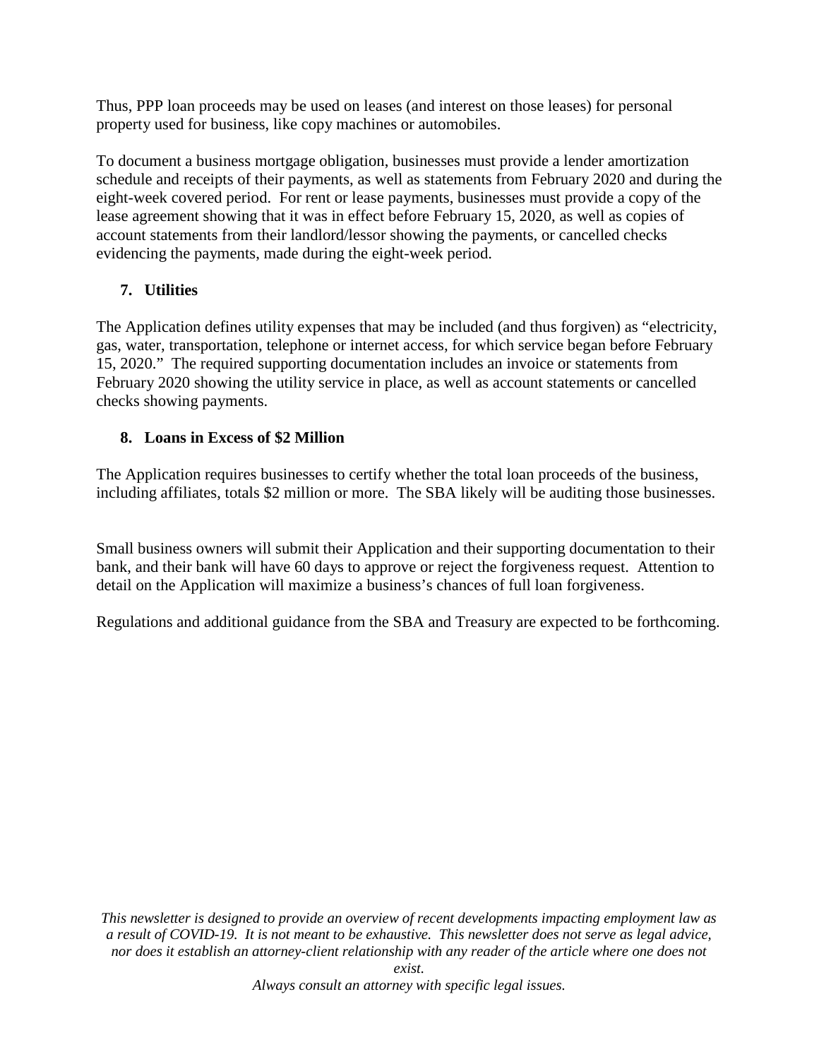Thus, PPP loan proceeds may be used on leases (and interest on those leases) for personal property used for business, like copy machines or automobiles.

To document a business mortgage obligation, businesses must provide a lender amortization schedule and receipts of their payments, as well as statements from February 2020 and during the eight-week covered period. For rent or lease payments, businesses must provide a copy of the lease agreement showing that it was in effect before February 15, 2020, as well as copies of account statements from their landlord/lessor showing the payments, or cancelled checks evidencing the payments, made during the eight-week period.

## 7. Utilities

The Application defines utility expenses that may be included (and thus forgiven) as "electricity, gas, water, transportation, telephone or internet access, for which service began before February 15, 2020." The required supporting documentation includes an invoice or statements from February 2020 showing the utility service in place, as well as account statements or cancelled checks showing payments.

## 8. Loans in Excess of $2 Million

The Application requires businesses to certify whether the total loan proceeds of the business, including affiliates, totals $2 million or more. The SBA likely will be auditing those businesses.

Small business owners will submit their Application and their supporting documentation to their bank, and their bank will have 60 days to approve or reject the forgiveness request. Attention to detail on the Application will maximize a business's chances of full loan forgiveness.

Regulations and additional guidance from the SBA and Treasury are expected to be forthcoming.

*This newsletter is designed to provide an overview of recent developments impacting employment law as a result of COVID-19. It is not meant to be exhaustive. This newsletter does not serve as legal advice, nor does it establish an attorney-client relationship with any reader of the article where one does not exist.*

*Always consult an attorney with specific legal issues.*